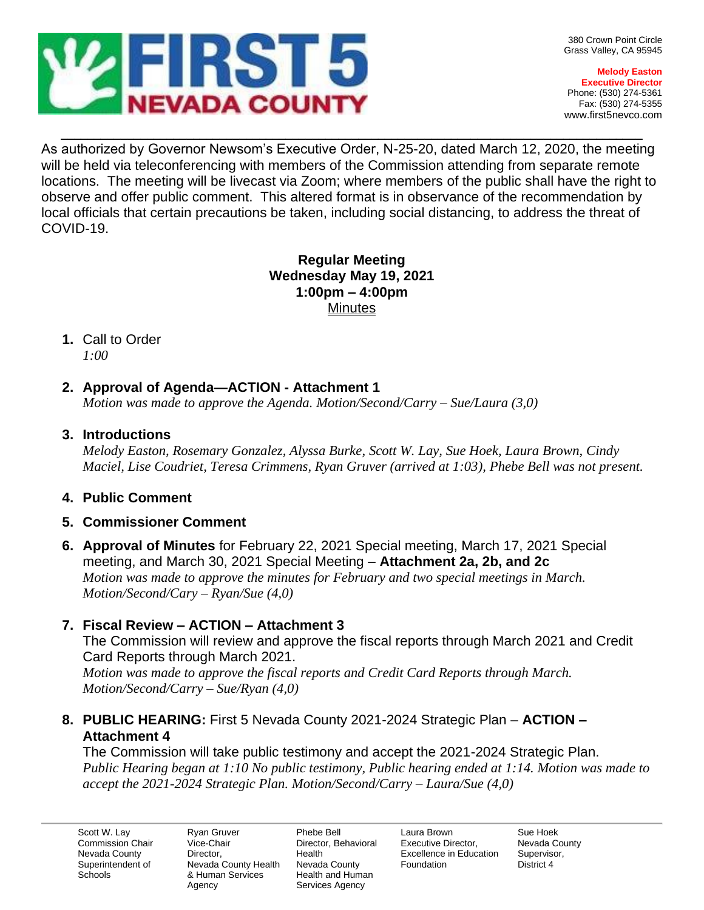# FIRST 5 NEVADA COUNTY

380 Crown Point Circle
Grass Valley, CA 95945

**Melody Easton**
**Executive Director**
Phone: (530) 274-5361
Fax: (530) 274-5355
www.first5nevco.com

---

As authorized by Governor Newsom's Executive Order, N-25-20, dated March 12, 2020, the meeting will be held via teleconferencing with members of the Commission attending from separate remote locations. The meeting will be livecast via Zoom; where members of the public shall have the right to observe and offer public comment. This altered format is in observance of the recommendation by local officials that certain precautions be taken, including social distancing, to address the threat of COVID-19.

**Regular Meeting**
**Wednesday May 19, 2021**
**1:00pm – 4:00pm**
Minutes

1. Call to Order
   *1:00*

2. **Approval of Agenda—ACTION - Attachment 1**
   *Motion was made to approve the Agenda. Motion/Second/Carry – Sue/Laura (3,0)*

3. **Introductions**
   *Melody Easton, Rosemary Gonzalez, Alyssa Burke, Scott W. Lay, Sue Hoek, Laura Brown, Cindy Maciel, Lise Coudriet, Teresa Crimmens, Ryan Gruver (arrived at 1:03), Phebe Bell was not present.*

4. **Public Comment**

5. **Commissioner Comment**

6. **Approval of Minutes** for February 22, 2021 Special meeting, March 17, 2021 Special meeting, and March 30, 2021 Special Meeting – **Attachment 2a, 2b, and 2c**
   *Motion was made to approve the minutes for February and two special meetings in March. Motion/Second/Cary – Ryan/Sue (4,0)*

7. **Fiscal Review – ACTION – Attachment 3**
   The Commission will review and approve the fiscal reports through March 2021 and Credit Card Reports through March 2021.
   *Motion was made to approve the fiscal reports and Credit Card Reports through March. Motion/Second/Carry – Sue/Ryan (4,0)*

8. **PUBLIC HEARING:** First 5 Nevada County 2021-2024 Strategic Plan – **ACTION – Attachment 4**
   The Commission will take public testimony and accept the 2021-2024 Strategic Plan.
   *Public Hearing began at 1:10 No public testimony, Public hearing ended at 1:14. Motion was made to accept the 2021-2024 Strategic Plan. Motion/Second/Carry – Laura/Sue (4,0)*

---

| Scott W. Lay | Ryan Gruver | Phebe Bell | Laura Brown | Sue Hoek |
|---|---|---|---|---|
| Commission Chair, Nevada County Superintendent of Schools | Vice-Chair, Director, Nevada County Health & Human Services Agency | Director, Behavioral Health, Nevada County Health and Human Services Agency | Executive Director, Excellence in Education Foundation | Nevada County Supervisor, District 4 |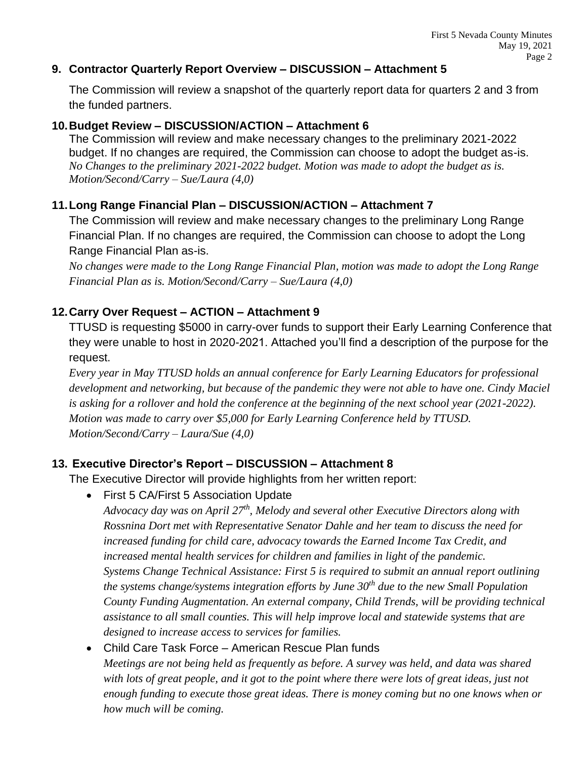### 9. Contractor Quarterly Report Overview – DISCUSSION – Attachment 5

The Commission will review a snapshot of the quarterly report data for quarters 2 and 3 from the funded partners.

### 10. Budget Review – DISCUSSION/ACTION – Attachment 6

The Commission will review and make necessary changes to the preliminary 2021-2022 budget. If no changes are required, the Commission can choose to adopt the budget as-is.
*No Changes to the preliminary 2021-2022 budget. Motion was made to adopt the budget as is. Motion/Second/Carry – Sue/Laura (4,0)*

### 11. Long Range Financial Plan – DISCUSSION/ACTION – Attachment 7

The Commission will review and make necessary changes to the preliminary Long Range Financial Plan. If no changes are required, the Commission can choose to adopt the Long Range Financial Plan as-is.
*No changes were made to the Long Range Financial Plan, motion was made to adopt the Long Range Financial Plan as is. Motion/Second/Carry – Sue/Laura (4,0)*

### 12. Carry Over Request – ACTION – Attachment 9

TTUSD is requesting $5000 in carry-over funds to support their Early Learning Conference that they were unable to host in 2020-2021. Attached you'll find a description of the purpose for the request.
*Every year in May TTUSD holds an annual conference for Early Learning Educators for professional development and networking, but because of the pandemic they were not able to have one. Cindy Maciel is asking for a rollover and hold the conference at the beginning of the next school year (2021-2022). Motion was made to carry over $5,000 for Early Learning Conference held by TTUSD. Motion/Second/Carry – Laura/Sue (4,0)*

### 13. Executive Director's Report – DISCUSSION – Attachment 8

The Executive Director will provide highlights from her written report:

- First 5 CA/First 5 Association Update
  *Advocacy day was on April 27th, Melody and several other Executive Directors along with Rossnina Dort met with Representative Senator Dahle and her team to discuss the need for increased funding for child care, advocacy towards the Earned Income Tax Credit, and increased mental health services for children and families in light of the pandemic.*
  *Systems Change Technical Assistance: First 5 is required to submit an annual report outlining the systems change/systems integration efforts by June 30th due to the new Small Population County Funding Augmentation. An external company, Child Trends, will be providing technical assistance to all small counties. This will help improve local and statewide systems that are designed to increase access to services for families.*
- Child Care Task Force – American Rescue Plan funds
  *Meetings are not being held as frequently as before. A survey was held, and data was shared with lots of great people, and it got to the point where there were lots of great ideas, just not enough funding to execute those great ideas. There is money coming but no one knows when or how much will be coming.*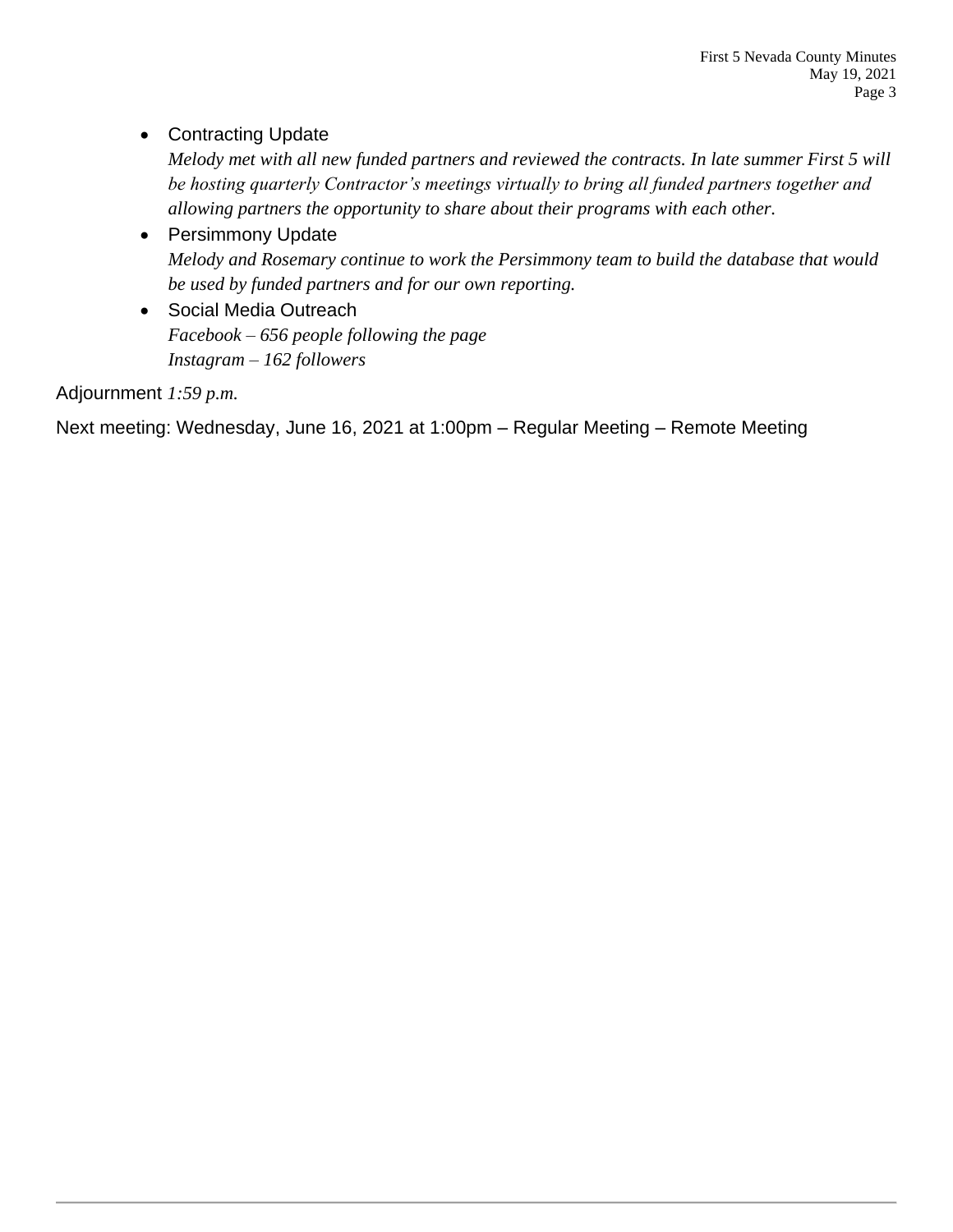- Contracting Update

  *Melody met with all new funded partners and reviewed the contracts. In late summer First 5 will be hosting quarterly Contractor's meetings virtually to bring all funded partners together and allowing partners the opportunity to share about their programs with each other.*

- Persimmony Update

  *Melody and Rosemary continue to work the Persimmony team to build the database that would be used by funded partners and for our own reporting.*

- Social Media Outreach

  *Facebook – 656 people following the page*
  *Instagram – 162 followers*

Adjournment *1:59 p.m.*

Next meeting: Wednesday, June 16, 2021 at 1:00pm – Regular Meeting – Remote Meeting